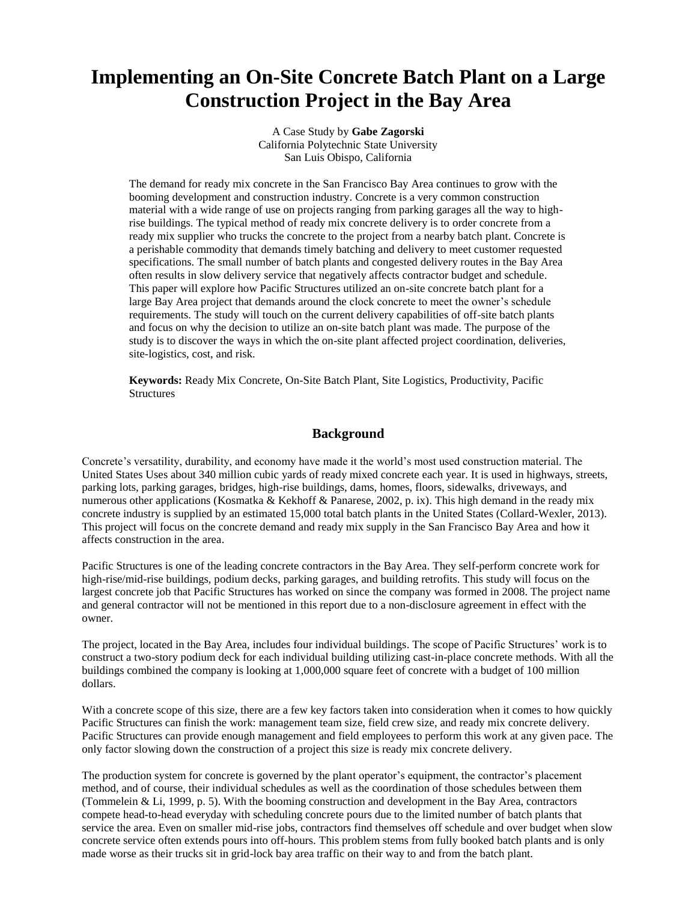# Implementing an On-Site Concrete Batch Plant on a Large Construction Project in the Bay Area

A Case Study by **Gabe Zagorski**
California Polytechnic State University
San Luis Obispo, California

The demand for ready mix concrete in the San Francisco Bay Area continues to grow with the booming development and construction industry. Concrete is a very common construction material with a wide range of use on projects ranging from parking garages all the way to high-rise buildings. The typical method of ready mix concrete delivery is to order concrete from a ready mix supplier who trucks the concrete to the project from a nearby batch plant. Concrete is a perishable commodity that demands timely batching and delivery to meet customer requested specifications. The small number of batch plants and congested delivery routes in the Bay Area often results in slow delivery service that negatively affects contractor budget and schedule. This paper will explore how Pacific Structures utilized an on-site concrete batch plant for a large Bay Area project that demands around the clock concrete to meet the owner's schedule requirements. The study will touch on the current delivery capabilities of off-site batch plants and focus on why the decision to utilize an on-site batch plant was made. The purpose of the study is to discover the ways in which the on-site plant affected project coordination, deliveries, site-logistics, cost, and risk.

**Keywords:** Ready Mix Concrete, On-Site Batch Plant, Site Logistics, Productivity, Pacific Structures

## Background

Concrete's versatility, durability, and economy have made it the world's most used construction material. The United States Uses about 340 million cubic yards of ready mixed concrete each year. It is used in highways, streets, parking lots, parking garages, bridges, high-rise buildings, dams, homes, floors, sidewalks, driveways, and numerous other applications (Kosmatka & Kekhoff & Panarese, 2002, p. ix). This high demand in the ready mix concrete industry is supplied by an estimated 15,000 total batch plants in the United States (Collard-Wexler, 2013). This project will focus on the concrete demand and ready mix supply in the San Francisco Bay Area and how it affects construction in the area.

Pacific Structures is one of the leading concrete contractors in the Bay Area. They self-perform concrete work for high-rise/mid-rise buildings, podium decks, parking garages, and building retrofits. This study will focus on the largest concrete job that Pacific Structures has worked on since the company was formed in 2008. The project name and general contractor will not be mentioned in this report due to a non-disclosure agreement in effect with the owner.

The project, located in the Bay Area, includes four individual buildings. The scope of Pacific Structures' work is to construct a two-story podium deck for each individual building utilizing cast-in-place concrete methods. With all the buildings combined the company is looking at 1,000,000 square feet of concrete with a budget of 100 million dollars.

With a concrete scope of this size, there are a few key factors taken into consideration when it comes to how quickly Pacific Structures can finish the work: management team size, field crew size, and ready mix concrete delivery. Pacific Structures can provide enough management and field employees to perform this work at any given pace. The only factor slowing down the construction of a project this size is ready mix concrete delivery.

The production system for concrete is governed by the plant operator's equipment, the contractor's placement method, and of course, their individual schedules as well as the coordination of those schedules between them (Tommelein & Li, 1999, p. 5). With the booming construction and development in the Bay Area, contractors compete head-to-head everyday with scheduling concrete pours due to the limited number of batch plants that service the area. Even on smaller mid-rise jobs, contractors find themselves off schedule and over budget when slow concrete service often extends pours into off-hours. This problem stems from fully booked batch plants and is only made worse as their trucks sit in grid-lock bay area traffic on their way to and from the batch plant.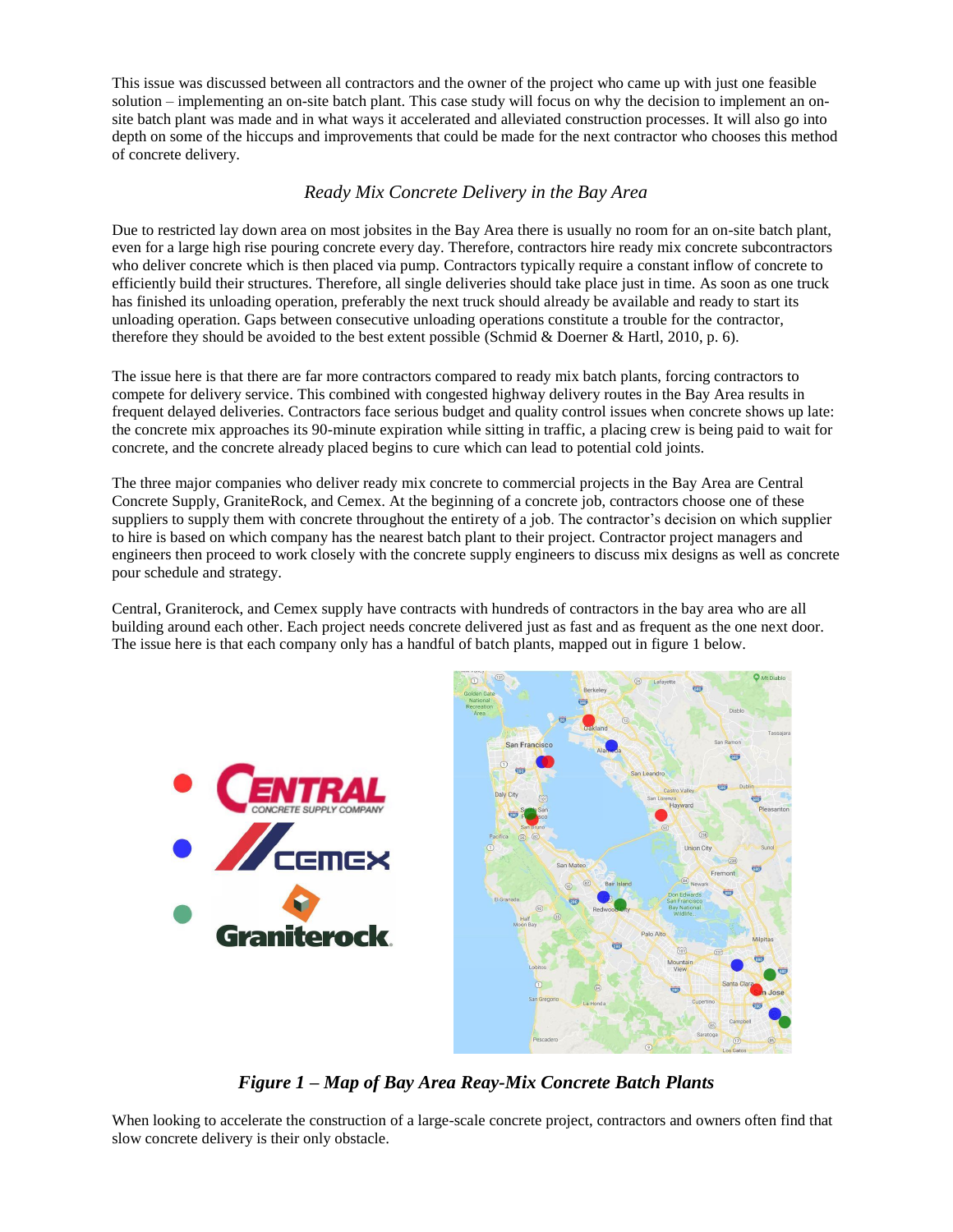This issue was discussed between all contractors and the owner of the project who came up with just one feasible solution – implementing an on-site batch plant. This case study will focus on why the decision to implement an on-site batch plant was made and in what ways it accelerated and alleviated construction processes. It will also go into depth on some of the hiccups and improvements that could be made for the next contractor who chooses this method of concrete delivery.

## *Ready Mix Concrete Delivery in the Bay Area*

Due to restricted lay down area on most jobsites in the Bay Area there is usually no room for an on-site batch plant, even for a large high rise pouring concrete every day. Therefore, contractors hire ready mix concrete subcontractors who deliver concrete which is then placed via pump. Contractors typically require a constant inflow of concrete to efficiently build their structures. Therefore, all single deliveries should take place just in time. As soon as one truck has finished its unloading operation, preferably the next truck should already be available and ready to start its unloading operation. Gaps between consecutive unloading operations constitute a trouble for the contractor, therefore they should be avoided to the best extent possible (Schmid & Doerner & Hartl, 2010, p. 6).

The issue here is that there are far more contractors compared to ready mix batch plants, forcing contractors to compete for delivery service. This combined with congested highway delivery routes in the Bay Area results in frequent delayed deliveries. Contractors face serious budget and quality control issues when concrete shows up late: the concrete mix approaches its 90-minute expiration while sitting in traffic, a placing crew is being paid to wait for concrete, and the concrete already placed begins to cure which can lead to potential cold joints.

The three major companies who deliver ready mix concrete to commercial projects in the Bay Area are Central Concrete Supply, GraniteRock, and Cemex. At the beginning of a concrete job, contractors choose one of these suppliers to supply them with concrete throughout the entirety of a job. The contractor's decision on which supplier to hire is based on which company has the nearest batch plant to their project. Contractor project managers and engineers then proceed to work closely with the concrete supply engineers to discuss mix designs as well as concrete pour schedule and strategy.

Central, Graniterock, and Cemex supply have contracts with hundreds of contractors in the bay area who are all building around each other. Each project needs concrete delivered just as fast and as frequent as the one next door. The issue here is that each company only has a handful of batch plants, mapped out in figure 1 below.

***Figure 1 – Map of Bay Area Reay-Mix Concrete Batch Plants***

When looking to accelerate the construction of a large-scale concrete project, contractors and owners often find that slow concrete delivery is their only obstacle.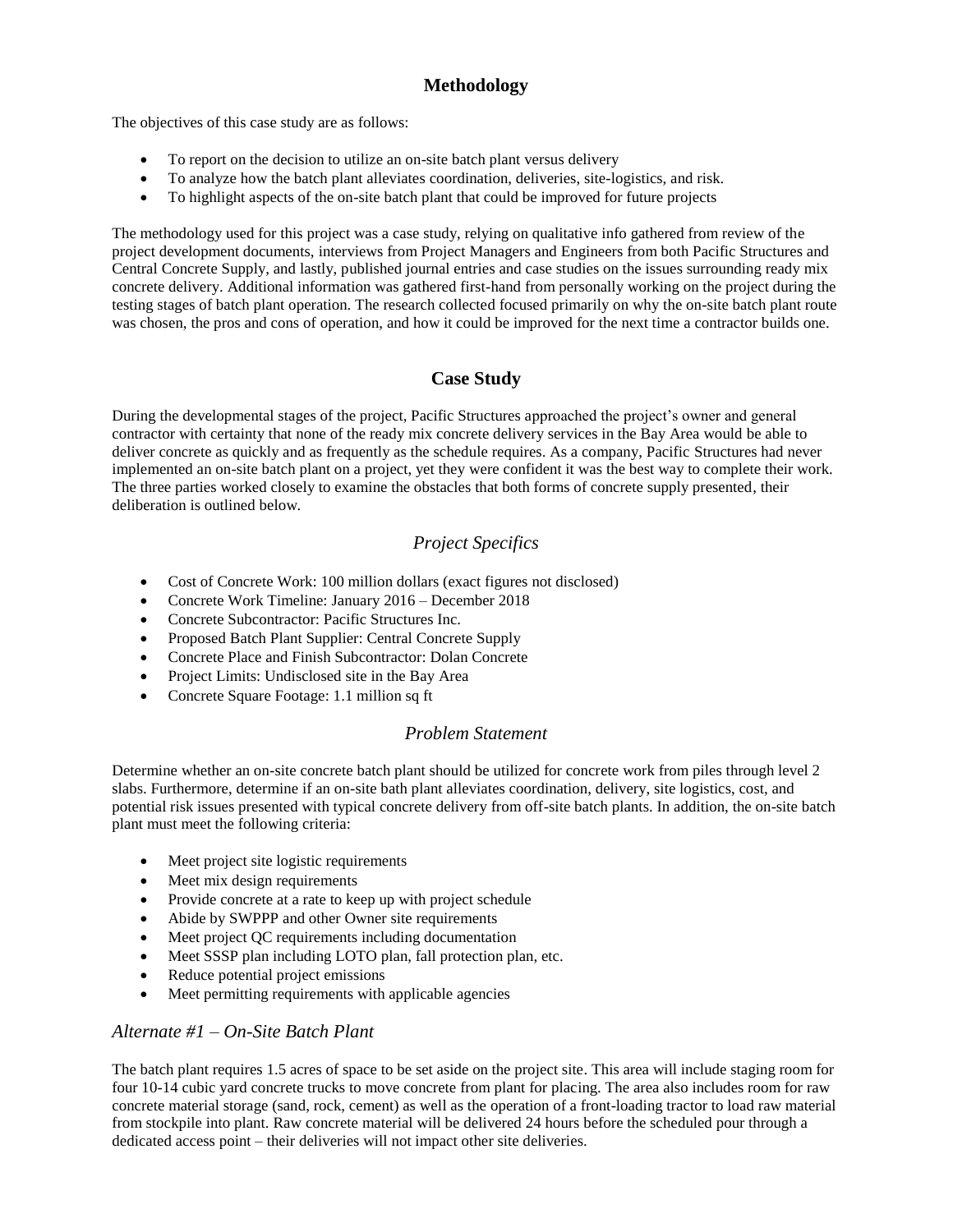## Methodology

The objectives of this case study are as follows:

- To report on the decision to utilize an on-site batch plant versus delivery
- To analyze how the batch plant alleviates coordination, deliveries, site-logistics, and risk.
- To highlight aspects of the on-site batch plant that could be improved for future projects

The methodology used for this project was a case study, relying on qualitative info gathered from review of the project development documents, interviews from Project Managers and Engineers from both Pacific Structures and Central Concrete Supply, and lastly, published journal entries and case studies on the issues surrounding ready mix concrete delivery. Additional information was gathered first-hand from personally working on the project during the testing stages of batch plant operation. The research collected focused primarily on why the on-site batch plant route was chosen, the pros and cons of operation, and how it could be improved for the next time a contractor builds one.

## Case Study

During the developmental stages of the project, Pacific Structures approached the project's owner and general contractor with certainty that none of the ready mix concrete delivery services in the Bay Area would be able to deliver concrete as quickly and as frequently as the schedule requires. As a company, Pacific Structures had never implemented an on-site batch plant on a project, yet they were confident it was the best way to complete their work. The three parties worked closely to examine the obstacles that both forms of concrete supply presented, their deliberation is outlined below.

### *Project Specifics*

- Cost of Concrete Work: 100 million dollars (exact figures not disclosed)
- Concrete Work Timeline: January 2016 – December 2018
- Concrete Subcontractor: Pacific Structures Inc.
- Proposed Batch Plant Supplier: Central Concrete Supply
- Concrete Place and Finish Subcontractor: Dolan Concrete
- Project Limits: Undisclosed site in the Bay Area
- Concrete Square Footage: 1.1 million sq ft

### *Problem Statement*

Determine whether an on-site concrete batch plant should be utilized for concrete work from piles through level 2 slabs. Furthermore, determine if an on-site bath plant alleviates coordination, delivery, site logistics, cost, and potential risk issues presented with typical concrete delivery from off-site batch plants. In addition, the on-site batch plant must meet the following criteria:

- Meet project site logistic requirements
- Meet mix design requirements
- Provide concrete at a rate to keep up with project schedule
- Abide by SWPPP and other Owner site requirements
- Meet project QC requirements including documentation
- Meet SSSP plan including LOTO plan, fall protection plan, etc.
- Reduce potential project emissions
- Meet permitting requirements with applicable agencies

### *Alternate #1 – On-Site Batch Plant*

The batch plant requires 1.5 acres of space to be set aside on the project site. This area will include staging room for four 10-14 cubic yard concrete trucks to move concrete from plant for placing. The area also includes room for raw concrete material storage (sand, rock, cement) as well as the operation of a front-loading tractor to load raw material from stockpile into plant. Raw concrete material will be delivered 24 hours before the scheduled pour through a dedicated access point – their deliveries will not impact other site deliveries.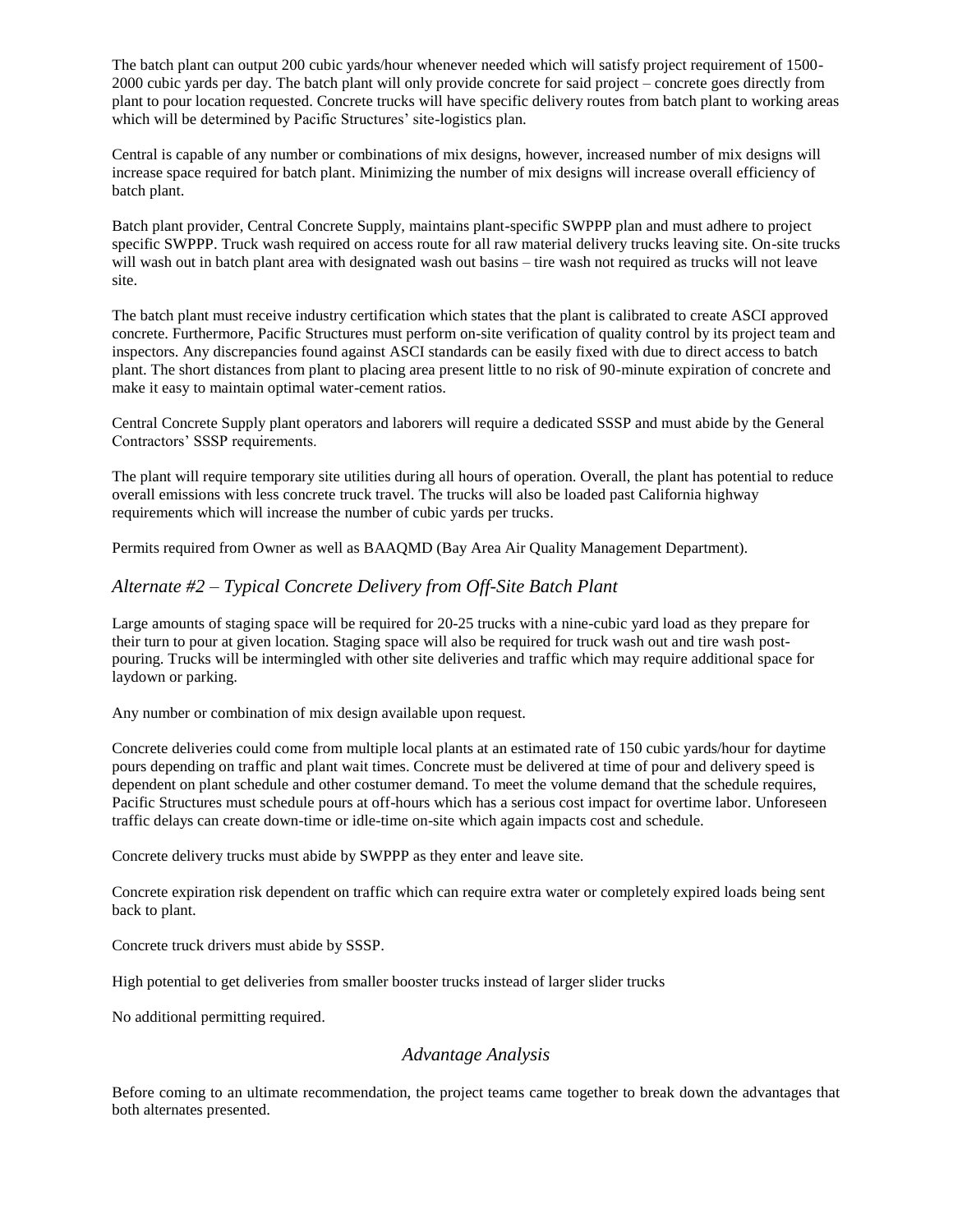The batch plant can output 200 cubic yards/hour whenever needed which will satisfy project requirement of 1500-2000 cubic yards per day. The batch plant will only provide concrete for said project – concrete goes directly from plant to pour location requested. Concrete trucks will have specific delivery routes from batch plant to working areas which will be determined by Pacific Structures' site-logistics plan.

Central is capable of any number or combinations of mix designs, however, increased number of mix designs will increase space required for batch plant. Minimizing the number of mix designs will increase overall efficiency of batch plant.

Batch plant provider, Central Concrete Supply, maintains plant-specific SWPPP plan and must adhere to project specific SWPPP. Truck wash required on access route for all raw material delivery trucks leaving site. On-site trucks will wash out in batch plant area with designated wash out basins – tire wash not required as trucks will not leave site.

The batch plant must receive industry certification which states that the plant is calibrated to create ASCI approved concrete. Furthermore, Pacific Structures must perform on-site verification of quality control by its project team and inspectors. Any discrepancies found against ASCI standards can be easily fixed with due to direct access to batch plant. The short distances from plant to placing area present little to no risk of 90-minute expiration of concrete and make it easy to maintain optimal water-cement ratios.

Central Concrete Supply plant operators and laborers will require a dedicated SSSP and must abide by the General Contractors' SSSP requirements.

The plant will require temporary site utilities during all hours of operation. Overall, the plant has potential to reduce overall emissions with less concrete truck travel. The trucks will also be loaded past California highway requirements which will increase the number of cubic yards per trucks.

Permits required from Owner as well as BAAQMD (Bay Area Air Quality Management Department).

## *Alternate #2 – Typical Concrete Delivery from Off-Site Batch Plant*

Large amounts of staging space will be required for 20-25 trucks with a nine-cubic yard load as they prepare for their turn to pour at given location. Staging space will also be required for truck wash out and tire wash post-pouring. Trucks will be intermingled with other site deliveries and traffic which may require additional space for laydown or parking.

Any number or combination of mix design available upon request.

Concrete deliveries could come from multiple local plants at an estimated rate of 150 cubic yards/hour for daytime pours depending on traffic and plant wait times. Concrete must be delivered at time of pour and delivery speed is dependent on plant schedule and other costumer demand. To meet the volume demand that the schedule requires, Pacific Structures must schedule pours at off-hours which has a serious cost impact for overtime labor. Unforeseen traffic delays can create down-time or idle-time on-site which again impacts cost and schedule.

Concrete delivery trucks must abide by SWPPP as they enter and leave site.

Concrete expiration risk dependent on traffic which can require extra water or completely expired loads being sent back to plant.

Concrete truck drivers must abide by SSSP.

High potential to get deliveries from smaller booster trucks instead of larger slider trucks

No additional permitting required.

## *Advantage Analysis*

Before coming to an ultimate recommendation, the project teams came together to break down the advantages that both alternates presented.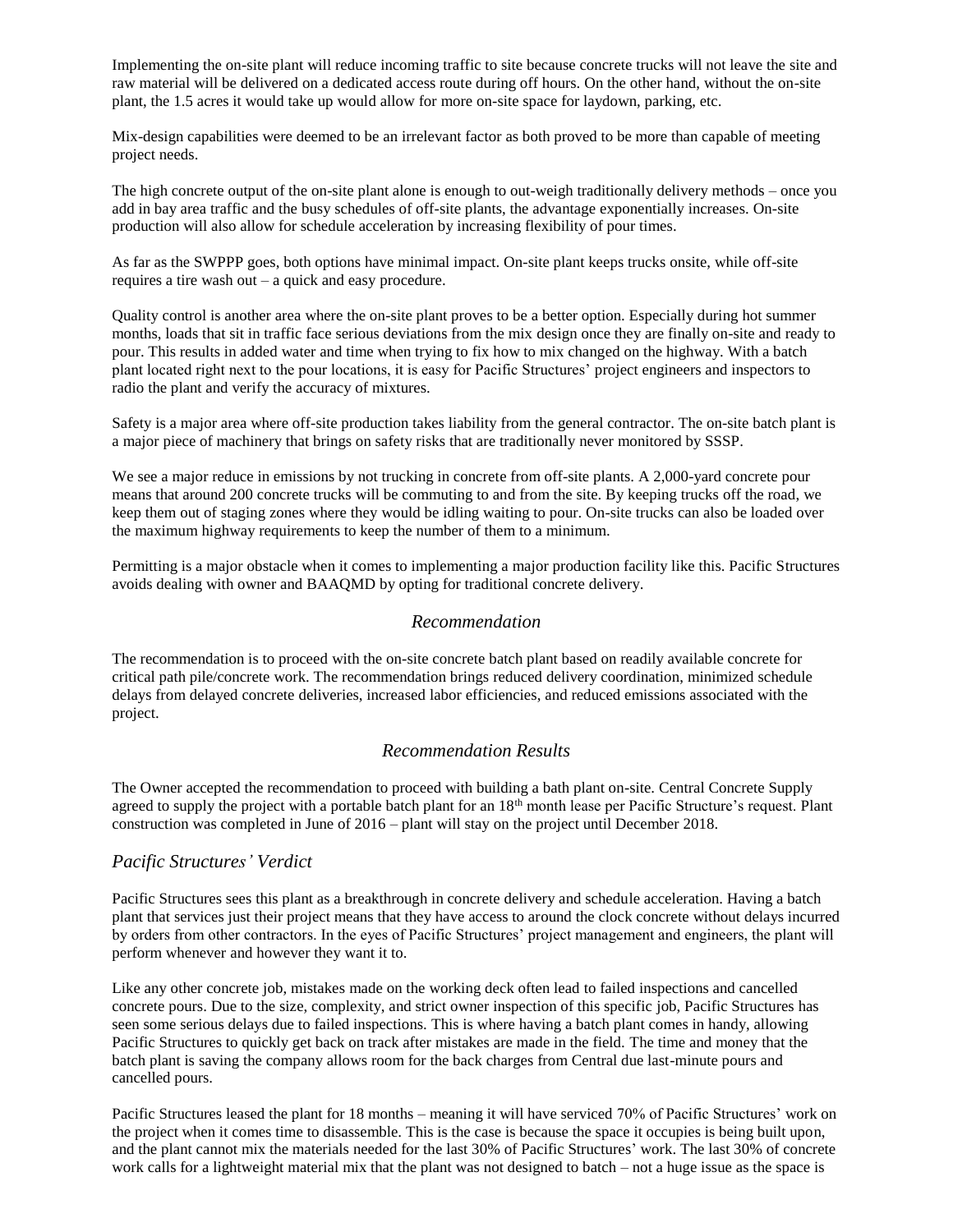Implementing the on-site plant will reduce incoming traffic to site because concrete trucks will not leave the site and raw material will be delivered on a dedicated access route during off hours. On the other hand, without the on-site plant, the 1.5 acres it would take up would allow for more on-site space for laydown, parking, etc.

Mix-design capabilities were deemed to be an irrelevant factor as both proved to be more than capable of meeting project needs.

The high concrete output of the on-site plant alone is enough to out-weigh traditionally delivery methods – once you add in bay area traffic and the busy schedules of off-site plants, the advantage exponentially increases. On-site production will also allow for schedule acceleration by increasing flexibility of pour times.

As far as the SWPPP goes, both options have minimal impact. On-site plant keeps trucks onsite, while off-site requires a tire wash out – a quick and easy procedure.

Quality control is another area where the on-site plant proves to be a better option. Especially during hot summer months, loads that sit in traffic face serious deviations from the mix design once they are finally on-site and ready to pour. This results in added water and time when trying to fix how to mix changed on the highway. With a batch plant located right next to the pour locations, it is easy for Pacific Structures' project engineers and inspectors to radio the plant and verify the accuracy of mixtures.

Safety is a major area where off-site production takes liability from the general contractor. The on-site batch plant is a major piece of machinery that brings on safety risks that are traditionally never monitored by SSSP.

We see a major reduce in emissions by not trucking in concrete from off-site plants. A 2,000-yard concrete pour means that around 200 concrete trucks will be commuting to and from the site. By keeping trucks off the road, we keep them out of staging zones where they would be idling waiting to pour. On-site trucks can also be loaded over the maximum highway requirements to keep the number of them to a minimum.

Permitting is a major obstacle when it comes to implementing a major production facility like this. Pacific Structures avoids dealing with owner and BAAQMD by opting for traditional concrete delivery.

## *Recommendation*

The recommendation is to proceed with the on-site concrete batch plant based on readily available concrete for critical path pile/concrete work. The recommendation brings reduced delivery coordination, minimized schedule delays from delayed concrete deliveries, increased labor efficiencies, and reduced emissions associated with the project.

## *Recommendation Results*

The Owner accepted the recommendation to proceed with building a bath plant on-site. Central Concrete Supply agreed to supply the project with a portable batch plant for an 18th month lease per Pacific Structure's request. Plant construction was completed in June of 2016 – plant will stay on the project until December 2018.

### *Pacific Structures' Verdict*

Pacific Structures sees this plant as a breakthrough in concrete delivery and schedule acceleration. Having a batch plant that services just their project means that they have access to around the clock concrete without delays incurred by orders from other contractors. In the eyes of Pacific Structures' project management and engineers, the plant will perform whenever and however they want it to.

Like any other concrete job, mistakes made on the working deck often lead to failed inspections and cancelled concrete pours. Due to the size, complexity, and strict owner inspection of this specific job, Pacific Structures has seen some serious delays due to failed inspections. This is where having a batch plant comes in handy, allowing Pacific Structures to quickly get back on track after mistakes are made in the field. The time and money that the batch plant is saving the company allows room for the back charges from Central due last-minute pours and cancelled pours.

Pacific Structures leased the plant for 18 months – meaning it will have serviced 70% of Pacific Structures' work on the project when it comes time to disassemble. This is the case is because the space it occupies is being built upon, and the plant cannot mix the materials needed for the last 30% of Pacific Structures' work. The last 30% of concrete work calls for a lightweight material mix that the plant was not designed to batch – not a huge issue as the space is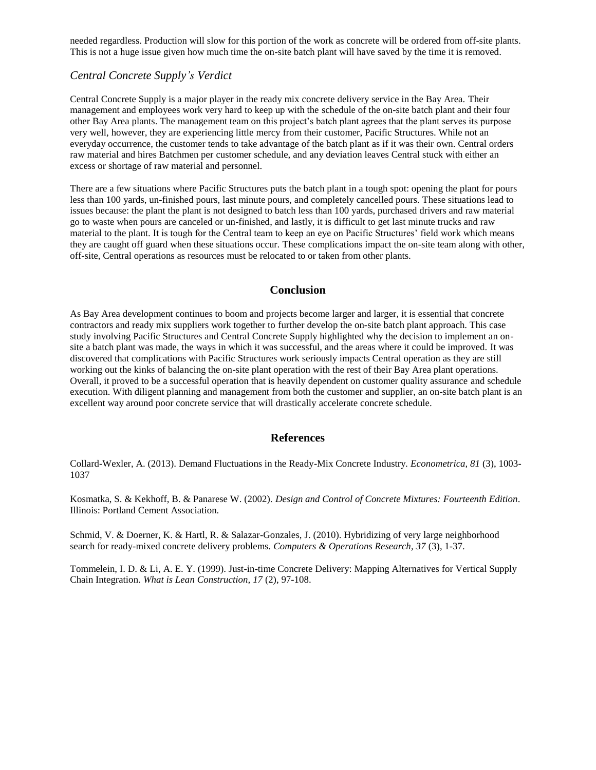needed regardless. Production will slow for this portion of the work as concrete will be ordered from off-site plants. This is not a huge issue given how much time the on-site batch plant will have saved by the time it is removed.

### *Central Concrete Supply's Verdict*

Central Concrete Supply is a major player in the ready mix concrete delivery service in the Bay Area. Their management and employees work very hard to keep up with the schedule of the on-site batch plant and their four other Bay Area plants. The management team on this project's batch plant agrees that the plant serves its purpose very well, however, they are experiencing little mercy from their customer, Pacific Structures. While not an everyday occurrence, the customer tends to take advantage of the batch plant as if it was their own. Central orders raw material and hires Batchmen per customer schedule, and any deviation leaves Central stuck with either an excess or shortage of raw material and personnel.

There are a few situations where Pacific Structures puts the batch plant in a tough spot: opening the plant for pours less than 100 yards, un-finished pours, last minute pours, and completely cancelled pours. These situations lead to issues because: the plant the plant is not designed to batch less than 100 yards, purchased drivers and raw material go to waste when pours are canceled or un-finished, and lastly, it is difficult to get last minute trucks and raw material to the plant. It is tough for the Central team to keep an eye on Pacific Structures' field work which means they are caught off guard when these situations occur. These complications impact the on-site team along with other, off-site, Central operations as resources must be relocated to or taken from other plants.

## Conclusion

As Bay Area development continues to boom and projects become larger and larger, it is essential that concrete contractors and ready mix suppliers work together to further develop the on-site batch plant approach. This case study involving Pacific Structures and Central Concrete Supply highlighted why the decision to implement an on-site a batch plant was made, the ways in which it was successful, and the areas where it could be improved. It was discovered that complications with Pacific Structures work seriously impacts Central operation as they are still working out the kinks of balancing the on-site plant operation with the rest of their Bay Area plant operations. Overall, it proved to be a successful operation that is heavily dependent on customer quality assurance and schedule execution. With diligent planning and management from both the customer and supplier, an on-site batch plant is an excellent way around poor concrete service that will drastically accelerate concrete schedule.

## References

Collard-Wexler, A. (2013). Demand Fluctuations in the Ready-Mix Concrete Industry. *Econometrica, 81* (3), 1003-1037

Kosmatka, S. & Kekhoff, B. & Panarese W. (2002). *Design and Control of Concrete Mixtures: Fourteenth Edition*. Illinois: Portland Cement Association.

Schmid, V. & Doerner, K. & Hartl, R. & Salazar-Gonzales, J. (2010). Hybridizing of very large neighborhood search for ready-mixed concrete delivery problems. *Computers & Operations Research, 37* (3), 1-37.

Tommelein, I. D. & Li, A. E. Y. (1999). Just-in-time Concrete Delivery: Mapping Alternatives for Vertical Supply Chain Integration. *What is Lean Construction, 17* (2), 97-108.